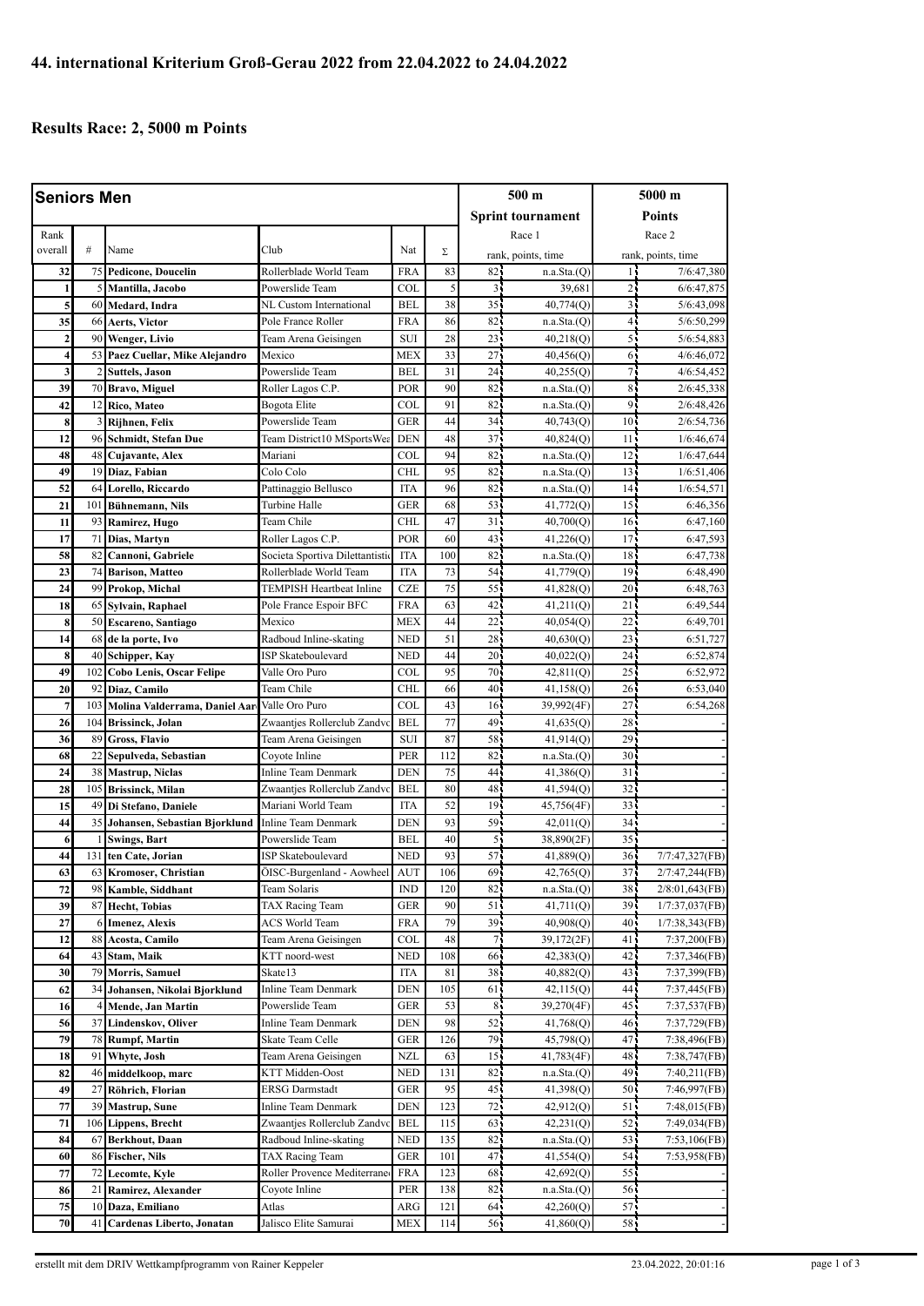# 44. international Kriterium Groß-Gerau 2022 from 22.04.2022 to 24.04.2022

## Results Race: 2, 5000 m Points

| Seniors Men | | | | | | 500 m Sprint tournament | | 5000 m Points | |
|---|---|---|---|---|---|---|---|---|---|
| Rank overall | # | Name | Club | Nat | Σ | Race 1 rank, points, time | | Race 2 rank, points, time | |
| 32 | 75 | Pedicone, Doucelin | Rollerblade World Team | FRA | 83 | 82 | n.a.Sta.(Q) | 1 | 7/6:47,380 |
| 1 | 5 | Mantilla, Jacobo | Powerslide Team | COL | 5 | 3 | 39,681 | 2 | 6/6:47,875 |
| 5 | 60 | Medard, Indra | NL Custom International | BEL | 38 | 35 | 40,774(Q) | 3 | 5/6:43,098 |
| 35 | 66 | Aerts, Victor | Pole France Roller | FRA | 86 | 82 | n.a.Sta.(Q) | 4 | 5/6:50,299 |
| 2 | 90 | Wenger, Livio | Team Arena Geisingen | SUI | 28 | 23 | 40,218(Q) | 5 | 5/6:54,883 |
| 4 | 53 | Paez Cuellar, Mike Alejandro | Mexico | MEX | 33 | 27 | 40,456(Q) | 6 | 4/6:46,072 |
| 3 | 2 | Suttels, Jason | Powerslide Team | BEL | 31 | 24 | 40,255(Q) | 7 | 4/6:54,452 |
| 39 | 70 | Bravo, Miguel | Roller Lagos C.P. | POR | 90 | 82 | n.a.Sta.(Q) | 8 | 2/6:45,338 |
| 42 | 12 | Rico, Mateo | Bogota Elite | COL | 91 | 82 | n.a.Sta.(Q) | 9 | 2/6:48,426 |
| 8 | 3 | Rijhnen, Felix | Powerslide Team | GER | 44 | 34 | 40,743(Q) | 10 | 2/6:54,736 |
| 12 | 96 | Schmidt, Stefan Due | Team District10 MSportsWea | DEN | 48 | 37 | 40,824(Q) | 11 | 1/6:46,674 |
| 48 | 48 | Cujavante, Alex | Mariani | COL | 94 | 82 | n.a.Sta.(Q) | 12 | 1/6:47,644 |
| 49 | 19 | Diaz, Fabian | Colo Colo | CHL | 95 | 82 | n.a.Sta.(Q) | 13 | 1/6:51,406 |
| 52 | 64 | Lorello, Riccardo | Pattinaggio Bellusco | ITA | 96 | 82 | n.a.Sta.(Q) | 14 | 1/6:54,571 |
| 21 | 101 | Bühnemann, Nils | Turbine Halle | GER | 68 | 53 | 41,772(Q) | 15 | 6:46,356 |
| 11 | 93 | Ramirez, Hugo | Team Chile | CHL | 47 | 31 | 40,700(Q) | 16 | 6:47,160 |
| 17 | 71 | Dias, Martyn | Roller Lagos C.P. | POR | 60 | 43 | 41,226(Q) | 17 | 6:47,593 |
| 58 | 82 | Cannoni, Gabriele | Societa Sportiva Dilettantistic | ITA | 100 | 82 | n.a.Sta.(Q) | 18 | 6:47,738 |
| 23 | 74 | Barison, Matteo | Rollerblade World Team | ITA | 73 | 54 | 41,779(Q) | 19 | 6:48,490 |
| 24 | 99 | Prokop, Michal | TEMPISH Heartbeat Inline | CZE | 75 | 55 | 41,828(Q) | 20 | 6:48,763 |
| 18 | 65 | Sylvain, Raphael | Pole France Espoir BFC | FRA | 63 | 42 | 41,211(Q) | 21 | 6:49,544 |
| 8 | 50 | Escareno, Santiago | Mexico | MEX | 44 | 22 | 40,054(Q) | 22 | 6:49,701 |
| 14 | 68 | de la porte, Ivo | Radboud Inline-skating | NED | 51 | 28 | 40,630(Q) | 23 | 6:51,727 |
| 8 | 40 | Schipper, Kay | ISP Skateboulevard | NED | 44 | 20 | 40,022(Q) | 24 | 6:52,874 |
| 49 | 102 | Cobo Lenis, Oscar Felipe | Valle Oro Puro | COL | 95 | 70 | 42,811(Q) | 25 | 6:52,972 |
| 20 | 92 | Diaz, Camilo | Team Chile | CHL | 66 | 40 | 41,158(Q) | 26 | 6:53,040 |
| 7 | 103 | Molina Valderrama, Daniel Aar | Valle Oro Puro | COL | 43 | 16 | 39,992(4F) | 27 | 6:54,268 |
| 26 | 104 | Brissinck, Jolan | Zwaantjes Rollerclub Zandvo | BEL | 77 | 49 | 41,635(Q) | 28 | - |
| 36 | 89 | Gross, Flavio | Team Arena Geisingen | SUI | 87 | 58 | 41,914(Q) | 29 | - |
| 68 | 22 | Sepulveda, Sebastian | Coyote Inline | PER | 112 | 82 | n.a.Sta.(Q) | 30 | - |
| 24 | 38 | Mastrup, Niclas | Inline Team Denmark | DEN | 75 | 44 | 41,386(Q) | 31 | - |
| 28 | 105 | Brissinck, Milan | Zwaantjes Rollerclub Zandvo | BEL | 80 | 48 | 41,594(Q) | 32 | - |
| 15 | 49 | Di Stefano, Daniele | Mariani World Team | ITA | 52 | 19 | 45,756(4F) | 33 | - |
| 44 | 35 | Johansen, Sebastian Bjorklund | Inline Team Denmark | DEN | 93 | 59 | 42,011(Q) | 34 | - |
| 6 | 1 | Swings, Bart | Powerslide Team | BEL | 40 | 5 | 38,890(2F) | 35 | - |
| 44 | 131 | ten Cate, Jorian | ISP Skateboulevard | NED | 93 | 57 | 41,889(Q) | 36 | 7/7:47,327(FB) |
| 63 | 63 | Kromoser, Christian | ÖISC-Burgenland - Aowheel | AUT | 106 | 69 | 42,765(Q) | 37 | 2/7:47,244(FB) |
| 72 | 98 | Kamble, Siddhant | Team Solaris | IND | 120 | 82 | n.a.Sta.(Q) | 38 | 2/8:01,643(FB) |
| 39 | 87 | Hecht, Tobias | TAX Racing Team | GER | 90 | 51 | 41,711(Q) | 39 | 1/7:37,037(FB) |
| 27 | 6 | Imenez, Alexis | ACS World Team | FRA | 79 | 39 | 40,908(Q) | 40 | 1/7:38,343(FB) |
| 12 | 88 | Acosta, Camilo | Team Arena Geisingen | COL | 48 | 7 | 39,172(2F) | 41 | 7:37,200(FB) |
| 64 | 43 | Stam, Maik | KTT noord-west | NED | 108 | 66 | 42,383(Q) | 42 | 7:37,346(FB) |
| 30 | 79 | Morris, Samuel | Skate13 | ITA | 81 | 38 | 40,882(Q) | 43 | 7:37,399(FB) |
| 62 | 34 | Johansen, Nikolai Bjorklund | Inline Team Denmark | DEN | 105 | 61 | 42,115(Q) | 44 | 7:37,445(FB) |
| 16 | 4 | Mende, Jan Martin | Powerslide Team | GER | 53 | 8 | 39,270(4F) | 45 | 7:37,537(FB) |
| 56 | 37 | Lindenskov, Oliver | Inline Team Denmark | DEN | 98 | 52 | 41,768(Q) | 46 | 7:37,729(FB) |
| 79 | 78 | Rumpf, Martin | Skate Team Celle | GER | 126 | 79 | 45,798(Q) | 47 | 7:38,496(FB) |
| 18 | 91 | Whyte, Josh | Team Arena Geisingen | NZL | 63 | 15 | 41,783(4F) | 48 | 7:38,747(FB) |
| 82 | 46 | middelkoop, marc | KTT Midden-Oost | NED | 131 | 82 | n.a.Sta.(Q) | 49 | 7:40,211(FB) |
| 49 | 27 | Röhrich, Florian | ERSG Darmstadt | GER | 95 | 45 | 41,398(Q) | 50 | 7:46,997(FB) |
| 77 | 39 | Mastrup, Sune | Inline Team Denmark | DEN | 123 | 72 | 42,912(Q) | 51 | 7:48,015(FB) |
| 71 | 106 | Lippens, Brecht | Zwaantjes Rollerclub Zandvo | BEL | 115 | 63 | 42,231(Q) | 52 | 7:49,034(FB) |
| 84 | 67 | Berkhout, Daan | Radboud Inline-skating | NED | 135 | 82 | n.a.Sta.(Q) | 53 | 7:53,106(FB) |
| 60 | 86 | Fischer, Nils | TAX Racing Team | GER | 101 | 47 | 41,554(Q) | 54 | 7:53,958(FB) |
| 77 | 72 | Lecomte, Kyle | Roller Provence Mediterrane | FRA | 123 | 68 | 42,692(Q) | 55 | - |
| 86 | 21 | Ramirez, Alexander | Coyote Inline | PER | 138 | 82 | n.a.Sta.(Q) | 56 | - |
| 75 | 10 | Daza, Emiliano | Atlas | ARG | 121 | 64 | 42,260(Q) | 57 | - |
| 70 | 41 | Cardenas Liberto, Jonatan | Jalisco Elite Samurai | MEX | 114 | 56 | 41,860(Q) | 58 | - |

erstellt mit dem DRIV Wettkampfprogramm von Rainer Keppeler 23.04.2022, 20:01:16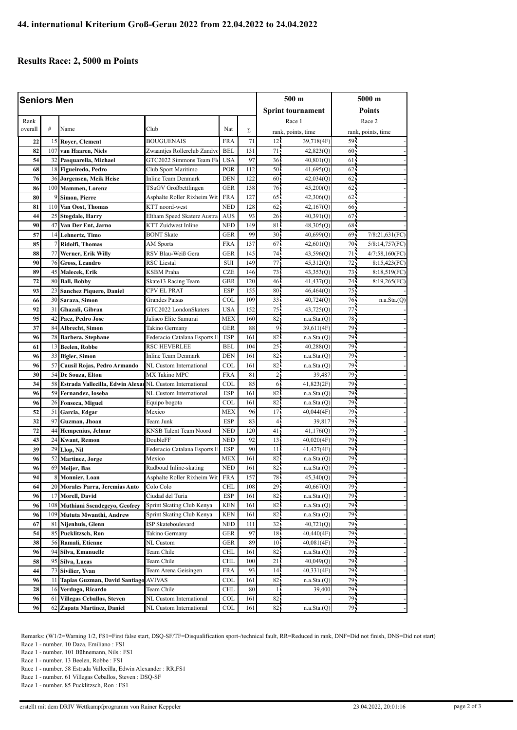## 44. international Kriterium Groß-Gerau 2022 from 22.04.2022 to 24.04.2022

### Results Race: 2, 5000 m Points

| Seniors Men | | | | | | 500 m Sprint tournament | | 5000 m Points | |
|---|---|---|---|---|---|---|---|---|---|
| Rank overall | # | Name | Club | Nat | Σ | Race 1 rank | points, time | Race 2 rank | points, time |
| 22 | 15 | **Royer, Clement** | BOUGUENAIS | FRA | 71 | 12 | 39,718(4F) | 59 | - |
| 82 | 107 | **van Haaren, Niels** | Zwaantjes Rollerclub Zandvo | BEL | 131 | 71 | 42,823(Q) | 60 | - |
| 54 | 32 | **Pasquarella, Michael** | GTC2022 Simmons Team Flo | USA | 97 | 36 | 40,801(Q) | 61 | - |
| 68 | 18 | **Figueiredo, Pedro** | Club Sport Maritimo | POR | 112 | 50 | 41,695(Q) | 62 | - |
| 76 | 36 | **Jorgensen, Meik Heise** | Inline Team Denmark | DEN | 122 | 60 | 42,034(Q) | 62 | - |
| 86 | 100 | **Mammen, Lorenz** | TSuGV Großbettlingen | GER | 138 | 76 | 45,200(Q) | 62 | - |
| 80 | 9 | **Simon, Pierre** | Asphalte Roller Rixheim Wit | FRA | 127 | 65 | 42,306(Q) | 62 | - |
| 81 | 110 | **Van Oost, Thomas** | KTT noord-west | NED | 128 | 62 | 42,167(Q) | 66 | - |
| 44 | 25 | **Stogdale, Harry** | Eltham Speed Skaterz Austra | AUS | 93 | 26 | 40,391(Q) | 67 | - |
| 90 | 47 | **Van Der Ent, Jarno** | KTT Zuidwest Inline | NED | 149 | 81 | 48,305(Q) | 68 | - |
| 57 | 14 | **Lehnertz, Timo** | BONT Skate | GER | 99 | 30 | 40,699(Q) | 69 | 7/8:21,631(FC) |
| 85 | 7 | **Ridolfi, Thomas** | AM Sports | FRA | 137 | 67 | 42,601(Q) | 70 | 5/8:14,757(FC) |
| 88 | 77 | **Werner, Erik Willy** | RSV Blau-Weiß Gera | GER | 145 | 74 | 43,596(Q) | 71 | 4/7:58,160(FC) |
| 90 | 76 | **Gross, Leandro** | RSC Liestal | SUI | 149 | 77 | 45,312(Q) | 72 | 8:15,423(FC) |
| 89 | 45 | **Malecek, Erik** | KSBM Praha | CZE | 146 | 73 | 43,353(Q) | 73 | 8:18,519(FC) |
| 72 | 80 | **Ball, Bobby** | Skate13 Racing Team | GBR | 120 | 46 | 41,437(Q) | 74 | 8:19,265(FC) |
| 93 | 23 | **Sanchez Piquero, Daniel** | CPV EL PRAT | ESP | 155 | 80 | 46,464(Q) | 75 | - |
| 66 | 30 | **Saraza, Simon** | Grandes Paisas | COL | 109 | 33 | 40,724(Q) | 76 | n.a.Sta.(Q) |
| 92 | 31 | **Ghazali, Gibran** | GTC2022 LondonSkaters | USA | 152 | 75 | 43,725(Q) | 77 | - |
| 95 | 42 | **Paez, Pedro Jose** | Jalisco Elite Samurai | MEX | 160 | 82 | n.a.Sta.(Q) | 78 | - |
| 37 | 84 | **Albrecht, Simon** | Takino Germany | GER | 88 | 9 | 39,611(4F) | 79 | - |
| 96 | 28 | **Barbera, Stephane** | Federacio Catalana Esports H | ESP | 161 | 82 | n.a.Sta.(Q) | 79 | - |
| 61 | 13 | **Beelen, Robbe** | RSC HEVERLEE | BEL | 104 | 25 | 40,288(Q) | 79 | - |
| 96 | 33 | **Bigler, Simon** | Inline Team Denmark | DEN | 161 | 82 | n.a.Sta.(Q) | 79 | - |
| 96 | 57 | **Causil Rojas, Pedro Armando** | NL Custom International | COL | 161 | 82 | n.a.Sta.(Q) | 79 | - |
| 30 | 54 | **De Souza, Elton** | MX Takino MPC | FRA | 81 | 2 | 39,487 | 79 | - |
| 34 | 58 | **Estrada Vallecilla, Edwin Alexan** | NL Custom International | COL | 85 | 6 | 41,823(2F) | 79 | - |
| 96 | 59 | **Fernandez, Ioseba** | NL Custom International | ESP | 161 | 82 | n.a.Sta.(Q) | 79 | - |
| 96 | 26 | **Fonseca, Miguel** | Equipo bogota | COL | 161 | 82 | n.a.Sta.(Q) | 79 | - |
| 52 | 51 | **Garcia, Edgar** | Mexico | MEX | 96 | 17 | 40,044(4F) | 79 | - |
| 32 | 97 | **Guzman, Jhoan** | Team Junk | ESP | 83 | 4 | 39,817 | 79 | - |
| 72 | 44 | **Hempenius, Jelmar** | KNSB Talent Team Noord | NED | 120 | 41 | 41,176(Q) | 79 | - |
| 43 | 24 | **Kwant, Remon** | DoubleFF | NED | 92 | 13 | 40,020(4F) | 79 | - |
| 39 | 29 | **Llop, Nil** | Federacio Catalana Esports H | ESP | 90 | 11 | 41,427(4F) | 79 | - |
| 96 | 52 | **Martinez, Jorge** | Mexico | MEX | 161 | 82 | n.a.Sta.(Q) | 79 | - |
| 96 | 69 | **Meijer, Bas** | Radboud Inline-skating | NED | 161 | 82 | n.a.Sta.(Q) | 79 | - |
| 94 | 8 | **Monnier, Loan** | Asphalte Roller Rixheim Wit | FRA | 157 | 78 | 45,340(Q) | 79 | - |
| 64 | 20 | **Morales Parra, Jeremias Anto** | Colo Colo | CHL | 108 | 29 | 40,667(Q) | 79 | - |
| 96 | 17 | **Morell, David** | Ciudad del Turia | ESP | 161 | 82 | n.a.Sta.(Q) | 79 | - |
| 96 | 108 | **Muthiani Ssendegeyo, Geofrey** | Sprint Skating Club Kenya | KEN | 161 | 82 | n.a.Sta.(Q) | 79 | - |
| 96 | 109 | **Mututa Mwanthi, Andrew** | Sprint Skating Club Kenya | KEN | 161 | 82 | n.a.Sta.(Q) | 79 | - |
| 67 | 81 | **Nijenhuis, Glenn** | ISP Skateboulevard | NED | 111 | 32 | 40,721(Q) | 79 | - |
| 54 | 85 | **Pucklitzsch, Ron** | Takino Germany | GER | 97 | 18 | 40,440(4F) | 79 | - |
| 38 | 56 | **Ramali, Etienne** | NL Custom | GER | 89 | 10 | 40,081(4F) | 79 | - |
| 96 | 94 | **Silva, Emanuelle** | Team Chile | CHL | 161 | 82 | n.a.Sta.(Q) | 79 | - |
| 58 | 95 | **Silva, Lucas** | Team Chile | CHL | 100 | 21 | 40,049(Q) | 79 | - |
| 44 | 73 | **Sivilier, Yvan** | Team Arena Geisingen | FRA | 93 | 14 | 40,331(4F) | 79 | - |
| 96 | 11 | **Tapias Guzman, David Santiago** | AVIVAS | COL | 161 | 82 | n.a.Sta.(Q) | 79 | - |
| 28 | 16 | **Verdugo, Ricardo** | Team Chile | CHL | 80 | 1 | 39,400 | 79 | - |
| 96 | 61 | **Villegas Ceballos, Steven** | NL Custom International | COL | 161 | 82 | - | 79 | - |
| 96 | 62 | **Zapata Martinez, Daniel** | NL Custom International | COL | 161 | 82 | n.a.Sta.(Q) | 79 | - |

Remarks: (W1/2=Warning 1/2, FS1=First false start, DSQ-SF/TF=Disqualification sport-/technical fault, RR=Reduced in rank, DNF=Did not finish, DNS=Did not start)

Race 1 - number. 10 Daza, Emiliano : FS1

Race 1 - number. 101 Bühnemann, Nils : FS1

Race 1 - number. 13 Beelen, Robbe : FS1

Race 1 - number. 58 Estrada Vallecilla, Edwin Alexander : RR,FS1

Race 1 - number. 61 Villegas Ceballos, Steven : DSQ-SF

Race 1 - number. 85 Pucklitzsch, Ron : FS1

erstellt mit dem DRIV Wettkampfprogramm von Rainer Keppeler 23.04.2022, 20:01:16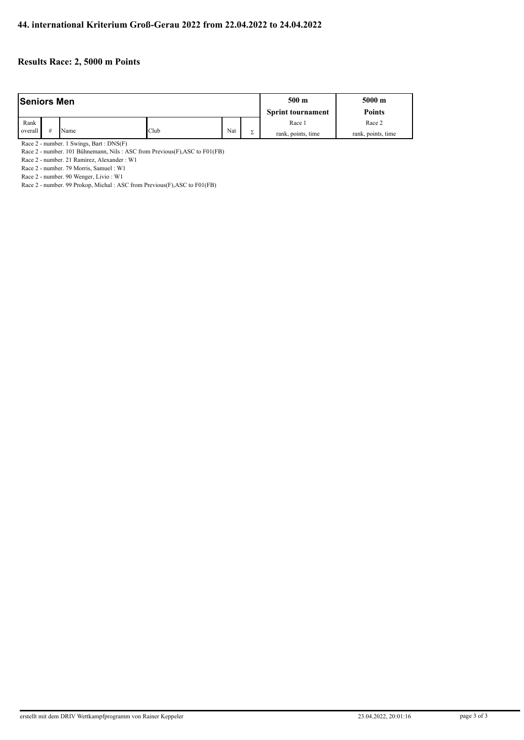## 44. international Kriterium Groß-Gerau 2022 from 22.04.2022 to 24.04.2022

### Results Race: 2, 5000 m Points

| **Seniors Men** | | | | | | **500 m** **Sprint tournament** | **5000 m** **Points** |
|---|---|---|---|---|---|---|---|
| Rank overall | # | Name | Club | Nat | Σ | Race 1 rank, points, time | Race 2 rank, points, time |

Race 2 - number. 1 Swings, Bart : DNS(F)

Race 2 - number. 101 Bühnemann, Nils : ASC from Previous(F),ASC to F01(FB)

Race 2 - number. 21 Ramirez, Alexander : W1

Race 2 - number. 79 Morris, Samuel : W1

Race 2 - number. 90 Wenger, Livio : W1

Race 2 - number. 99 Prokop, Michal : ASC from Previous(F),ASC to F01(FB)

erstellt mit dem DRIV Wettkampfprogramm von Rainer Keppeler 23.04.2022, 20:01:16